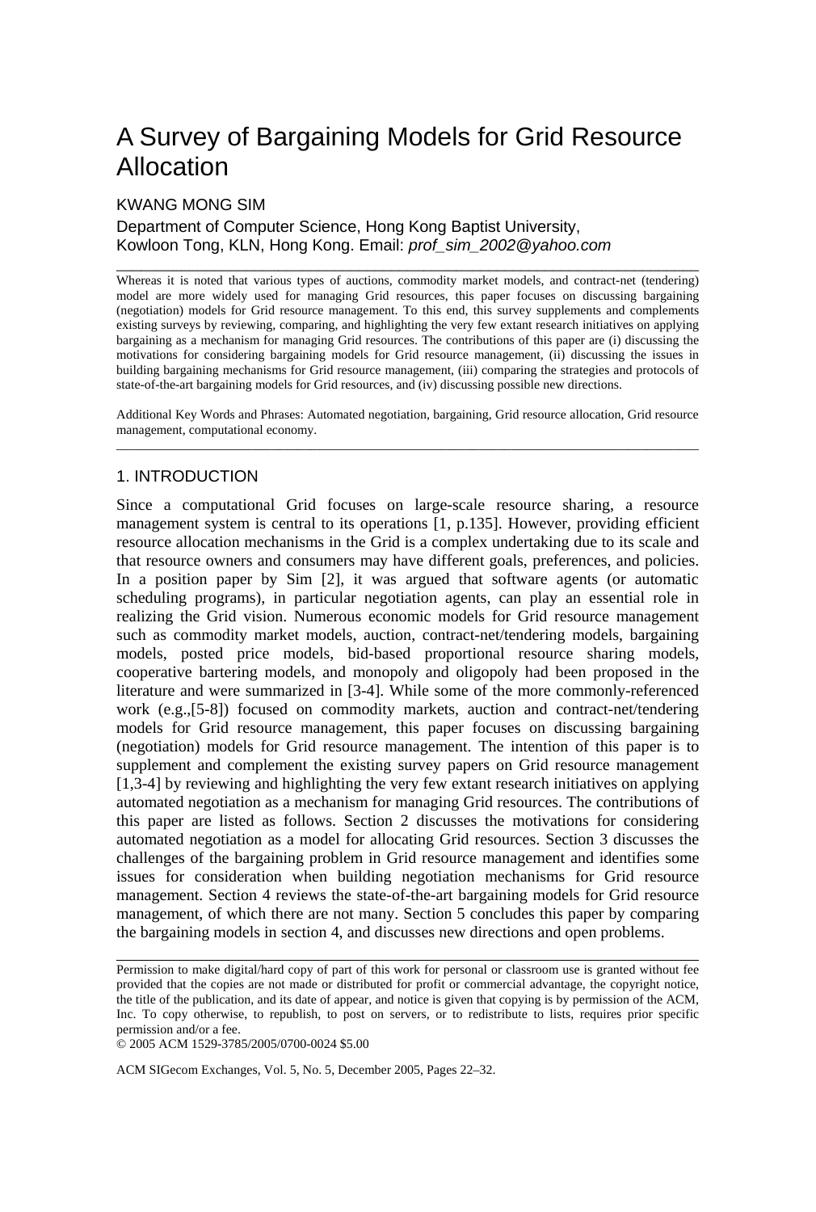# A Survey of Bargaining Models for Grid Resource Allocation

KWANG MONG SIM

Department of Computer Science, Hong Kong Baptist University,
Kowloon Tong, KLN, Hong Kong. Email: *prof_sim_2002@yahoo.com*

---

Whereas it is noted that various types of auctions, commodity market models, and contract-net (tendering) model are more widely used for managing Grid resources, this paper focuses on discussing bargaining (negotiation) models for Grid resource management. To this end, this survey supplements and complements existing surveys by reviewing, comparing, and highlighting the very few extant research initiatives on applying bargaining as a mechanism for managing Grid resources. The contributions of this paper are (i) discussing the motivations for considering bargaining models for Grid resource management, (ii) discussing the issues in building bargaining mechanisms for Grid resource management, (iii) comparing the strategies and protocols of state-of-the-art bargaining models for Grid resources, and (iv) discussing possible new directions.

Additional Key Words and Phrases: Automated negotiation, bargaining, Grid resource allocation, Grid resource management, computational economy.

---

## 1. INTRODUCTION

Since a computational Grid focuses on large-scale resource sharing, a resource management system is central to its operations [1, p.135]. However, providing efficient resource allocation mechanisms in the Grid is a complex undertaking due to its scale and that resource owners and consumers may have different goals, preferences, and policies. In a position paper by Sim [2], it was argued that software agents (or automatic scheduling programs), in particular negotiation agents, can play an essential role in realizing the Grid vision. Numerous economic models for Grid resource management such as commodity market models, auction, contract-net/tendering models, bargaining models, posted price models, bid-based proportional resource sharing models, cooperative bartering models, and monopoly and oligopoly had been proposed in the literature and were summarized in [3-4]. While some of the more commonly-referenced work (e.g.,[5-8]) focused on commodity markets, auction and contract-net/tendering models for Grid resource management, this paper focuses on discussing bargaining (negotiation) models for Grid resource management. The intention of this paper is to supplement and complement the existing survey papers on Grid resource management [1,3-4] by reviewing and highlighting the very few extant research initiatives on applying automated negotiation as a mechanism for managing Grid resources. The contributions of this paper are listed as follows. Section 2 discusses the motivations for considering automated negotiation as a model for allocating Grid resources. Section 3 discusses the challenges of the bargaining problem in Grid resource management and identifies some issues for consideration when building negotiation mechanisms for Grid resource management. Section 4 reviews the state-of-the-art bargaining models for Grid resource management, of which there are not many. Section 5 concludes this paper by comparing the bargaining models in section 4, and discusses new directions and open problems.

---

Permission to make digital/hard copy of part of this work for personal or classroom use is granted without fee provided that the copies are not made or distributed for profit or commercial advantage, the copyright notice, the title of the publication, and its date of appear, and notice is given that copying is by permission of the ACM, Inc. To copy otherwise, to republish, to post on servers, or to redistribute to lists, requires prior specific permission and/or a fee.

© 2005 ACM 1529-3785/2005/0700-0024 $5.00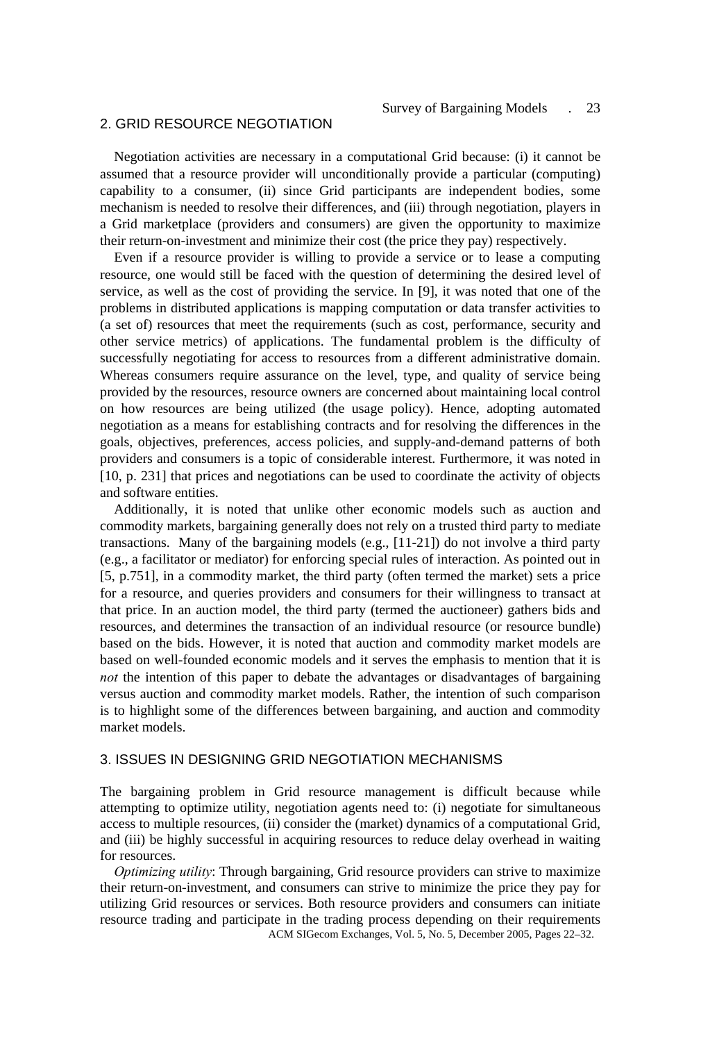## 2. GRID RESOURCE NEGOTIATION

Negotiation activities are necessary in a computational Grid because: (i) it cannot be assumed that a resource provider will unconditionally provide a particular (computing) capability to a consumer, (ii) since Grid participants are independent bodies, some mechanism is needed to resolve their differences, and (iii) through negotiation, players in a Grid marketplace (providers and consumers) are given the opportunity to maximize their return-on-investment and minimize their cost (the price they pay) respectively.

Even if a resource provider is willing to provide a service or to lease a computing resource, one would still be faced with the question of determining the desired level of service, as well as the cost of providing the service. In [9], it was noted that one of the problems in distributed applications is mapping computation or data transfer activities to (a set of) resources that meet the requirements (such as cost, performance, security and other service metrics) of applications. The fundamental problem is the difficulty of successfully negotiating for access to resources from a different administrative domain. Whereas consumers require assurance on the level, type, and quality of service being provided by the resources, resource owners are concerned about maintaining local control on how resources are being utilized (the usage policy). Hence, adopting automated negotiation as a means for establishing contracts and for resolving the differences in the goals, objectives, preferences, access policies, and supply-and-demand patterns of both providers and consumers is a topic of considerable interest. Furthermore, it was noted in [10, p. 231] that prices and negotiations can be used to coordinate the activity of objects and software entities.

Additionally, it is noted that unlike other economic models such as auction and commodity markets, bargaining generally does not rely on a trusted third party to mediate transactions. Many of the bargaining models (e.g., [11-21]) do not involve a third party (e.g., a facilitator or mediator) for enforcing special rules of interaction. As pointed out in [5, p.751], in a commodity market, the third party (often termed the market) sets a price for a resource, and queries providers and consumers for their willingness to transact at that price. In an auction model, the third party (termed the auctioneer) gathers bids and resources, and determines the transaction of an individual resource (or resource bundle) based on the bids. However, it is noted that auction and commodity market models are based on well-founded economic models and it serves the emphasis to mention that it is *not* the intention of this paper to debate the advantages or disadvantages of bargaining versus auction and commodity market models. Rather, the intention of such comparison is to highlight some of the differences between bargaining, and auction and commodity market models.

## 3. ISSUES IN DESIGNING GRID NEGOTIATION MECHANISMS

The bargaining problem in Grid resource management is difficult because while attempting to optimize utility, negotiation agents need to: (i) negotiate for simultaneous access to multiple resources, (ii) consider the (market) dynamics of a computational Grid, and (iii) be highly successful in acquiring resources to reduce delay overhead in waiting for resources.

*Optimizing utility*: Through bargaining, Grid resource providers can strive to maximize their return-on-investment, and consumers can strive to minimize the price they pay for utilizing Grid resources or services. Both resource providers and consumers can initiate resource trading and participate in the trading process depending on their requirements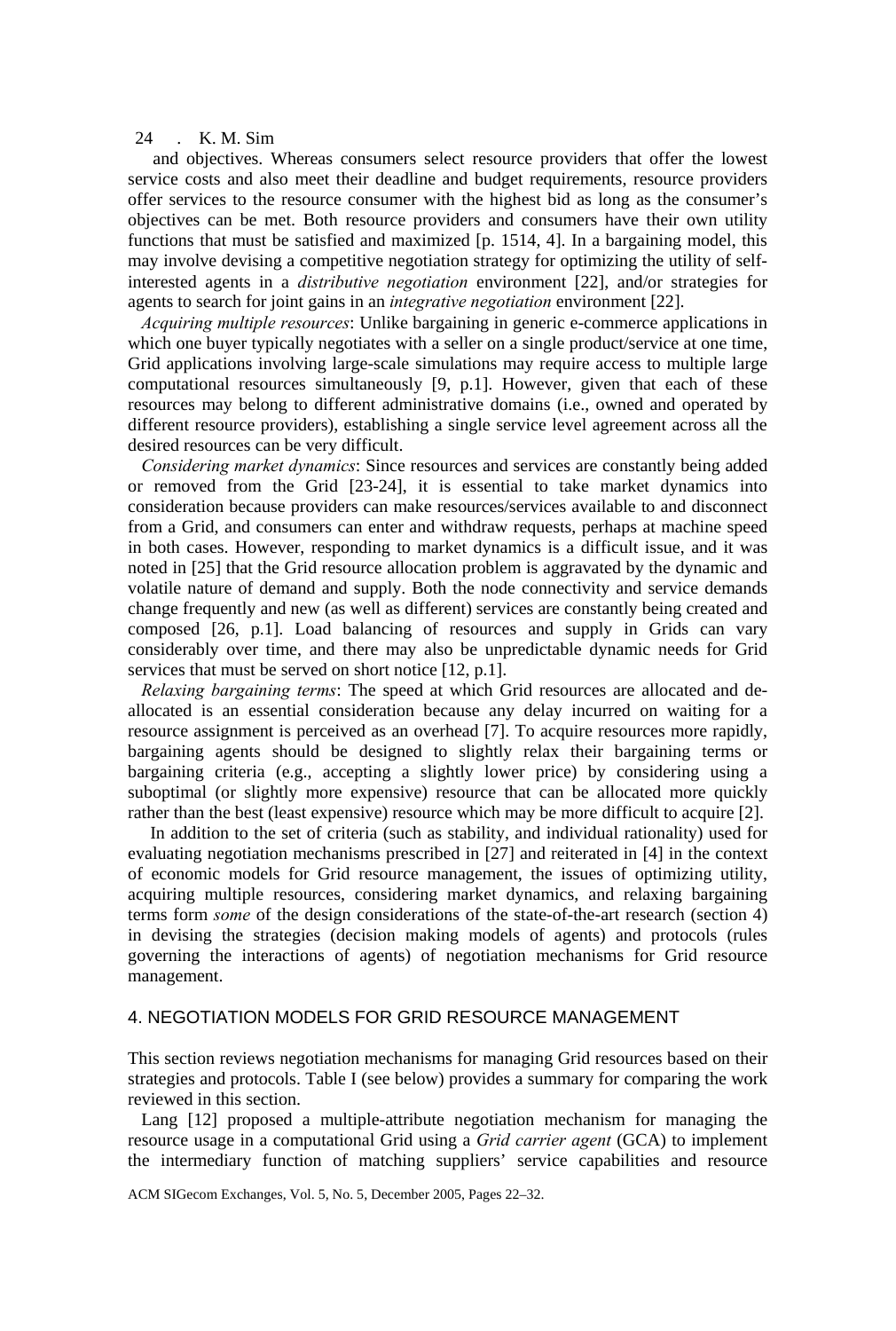and objectives. Whereas consumers select resource providers that offer the lowest service costs and also meet their deadline and budget requirements, resource providers offer services to the resource consumer with the highest bid as long as the consumer's objectives can be met. Both resource providers and consumers have their own utility functions that must be satisfied and maximized [p. 1514, 4]. In a bargaining model, this may involve devising a competitive negotiation strategy for optimizing the utility of self-interested agents in a *distributive negotiation* environment [22], and/or strategies for agents to search for joint gains in an *integrative negotiation* environment [22].

*Acquiring multiple resources*: Unlike bargaining in generic e-commerce applications in which one buyer typically negotiates with a seller on a single product/service at one time, Grid applications involving large-scale simulations may require access to multiple large computational resources simultaneously [9, p.1]. However, given that each of these resources may belong to different administrative domains (i.e., owned and operated by different resource providers), establishing a single service level agreement across all the desired resources can be very difficult.

*Considering market dynamics*: Since resources and services are constantly being added or removed from the Grid [23-24], it is essential to take market dynamics into consideration because providers can make resources/services available to and disconnect from a Grid, and consumers can enter and withdraw requests, perhaps at machine speed in both cases. However, responding to market dynamics is a difficult issue, and it was noted in [25] that the Grid resource allocation problem is aggravated by the dynamic and volatile nature of demand and supply. Both the node connectivity and service demands change frequently and new (as well as different) services are constantly being created and composed [26, p.1]. Load balancing of resources and supply in Grids can vary considerably over time, and there may also be unpredictable dynamic needs for Grid services that must be served on short notice [12, p.1].

*Relaxing bargaining terms*: The speed at which Grid resources are allocated and de-allocated is an essential consideration because any delay incurred on waiting for a resource assignment is perceived as an overhead [7]. To acquire resources more rapidly, bargaining agents should be designed to slightly relax their bargaining terms or bargaining criteria (e.g., accepting a slightly lower price) by considering using a suboptimal (or slightly more expensive) resource that can be allocated more quickly rather than the best (least expensive) resource which may be more difficult to acquire [2].

In addition to the set of criteria (such as stability, and individual rationality) used for evaluating negotiation mechanisms prescribed in [27] and reiterated in [4] in the context of economic models for Grid resource management, the issues of optimizing utility, acquiring multiple resources, considering market dynamics, and relaxing bargaining terms form *some* of the design considerations of the state-of-the-art research (section 4) in devising the strategies (decision making models of agents) and protocols (rules governing the interactions of agents) of negotiation mechanisms for Grid resource management.

## 4. NEGOTIATION MODELS FOR GRID RESOURCE MANAGEMENT

This section reviews negotiation mechanisms for managing Grid resources based on their strategies and protocols. Table I (see below) provides a summary for comparing the work reviewed in this section.

Lang [12] proposed a multiple-attribute negotiation mechanism for managing the resource usage in a computational Grid using a *Grid carrier agent* (GCA) to implement the intermediary function of matching suppliers' service capabilities and resource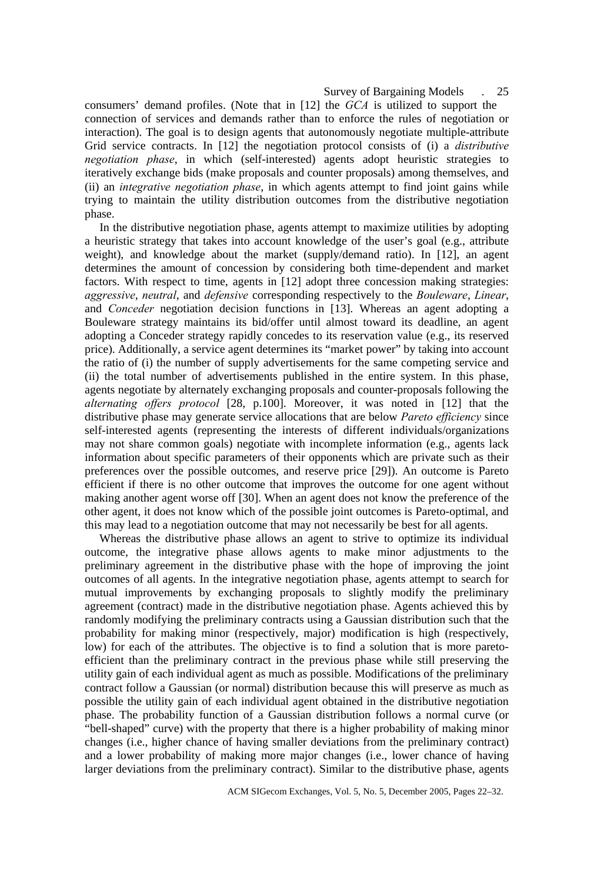consumers' demand profiles. (Note that in [12] the *GCA* is utilized to support the connection of services and demands rather than to enforce the rules of negotiation or interaction). The goal is to design agents that autonomously negotiate multiple-attribute Grid service contracts. In [12] the negotiation protocol consists of (i) a *distributive negotiation phase*, in which (self-interested) agents adopt heuristic strategies to iteratively exchange bids (make proposals and counter proposals) among themselves, and (ii) an *integrative negotiation phase*, in which agents attempt to find joint gains while trying to maintain the utility distribution outcomes from the distributive negotiation phase.

In the distributive negotiation phase, agents attempt to maximize utilities by adopting a heuristic strategy that takes into account knowledge of the user's goal (e.g., attribute weight), and knowledge about the market (supply/demand ratio). In [12], an agent determines the amount of concession by considering both time-dependent and market factors. With respect to time, agents in [12] adopt three concession making strategies: *aggressive*, *neutral*, and *defensive* corresponding respectively to the *Bouleware*, *Linear*, and *Conceder* negotiation decision functions in [13]. Whereas an agent adopting a Bouleware strategy maintains its bid/offer until almost toward its deadline, an agent adopting a Conceder strategy rapidly concedes to its reservation value (e.g., its reserved price). Additionally, a service agent determines its "market power" by taking into account the ratio of (i) the number of supply advertisements for the same competing service and (ii) the total number of advertisements published in the entire system. In this phase, agents negotiate by alternately exchanging proposals and counter-proposals following the *alternating offers protocol* [28, p.100]. Moreover, it was noted in [12] that the distributive phase may generate service allocations that are below *Pareto efficiency* since self-interested agents (representing the interests of different individuals/organizations may not share common goals) negotiate with incomplete information (e.g., agents lack information about specific parameters of their opponents which are private such as their preferences over the possible outcomes, and reserve price [29]). An outcome is Pareto efficient if there is no other outcome that improves the outcome for one agent without making another agent worse off [30]. When an agent does not know the preference of the other agent, it does not know which of the possible joint outcomes is Pareto-optimal, and this may lead to a negotiation outcome that may not necessarily be best for all agents.

Whereas the distributive phase allows an agent to strive to optimize its individual outcome, the integrative phase allows agents to make minor adjustments to the preliminary agreement in the distributive phase with the hope of improving the joint outcomes of all agents. In the integrative negotiation phase, agents attempt to search for mutual improvements by exchanging proposals to slightly modify the preliminary agreement (contract) made in the distributive negotiation phase. Agents achieved this by randomly modifying the preliminary contracts using a Gaussian distribution such that the probability for making minor (respectively, major) modification is high (respectively, low) for each of the attributes. The objective is to find a solution that is more pareto-efficient than the preliminary contract in the previous phase while still preserving the utility gain of each individual agent as much as possible. Modifications of the preliminary contract follow a Gaussian (or normal) distribution because this will preserve as much as possible the utility gain of each individual agent obtained in the distributive negotiation phase. The probability function of a Gaussian distribution follows a normal curve (or "bell-shaped" curve) with the property that there is a higher probability of making minor changes (i.e., higher chance of having smaller deviations from the preliminary contract) and a lower probability of making more major changes (i.e., lower chance of having larger deviations from the preliminary contract). Similar to the distributive phase, agents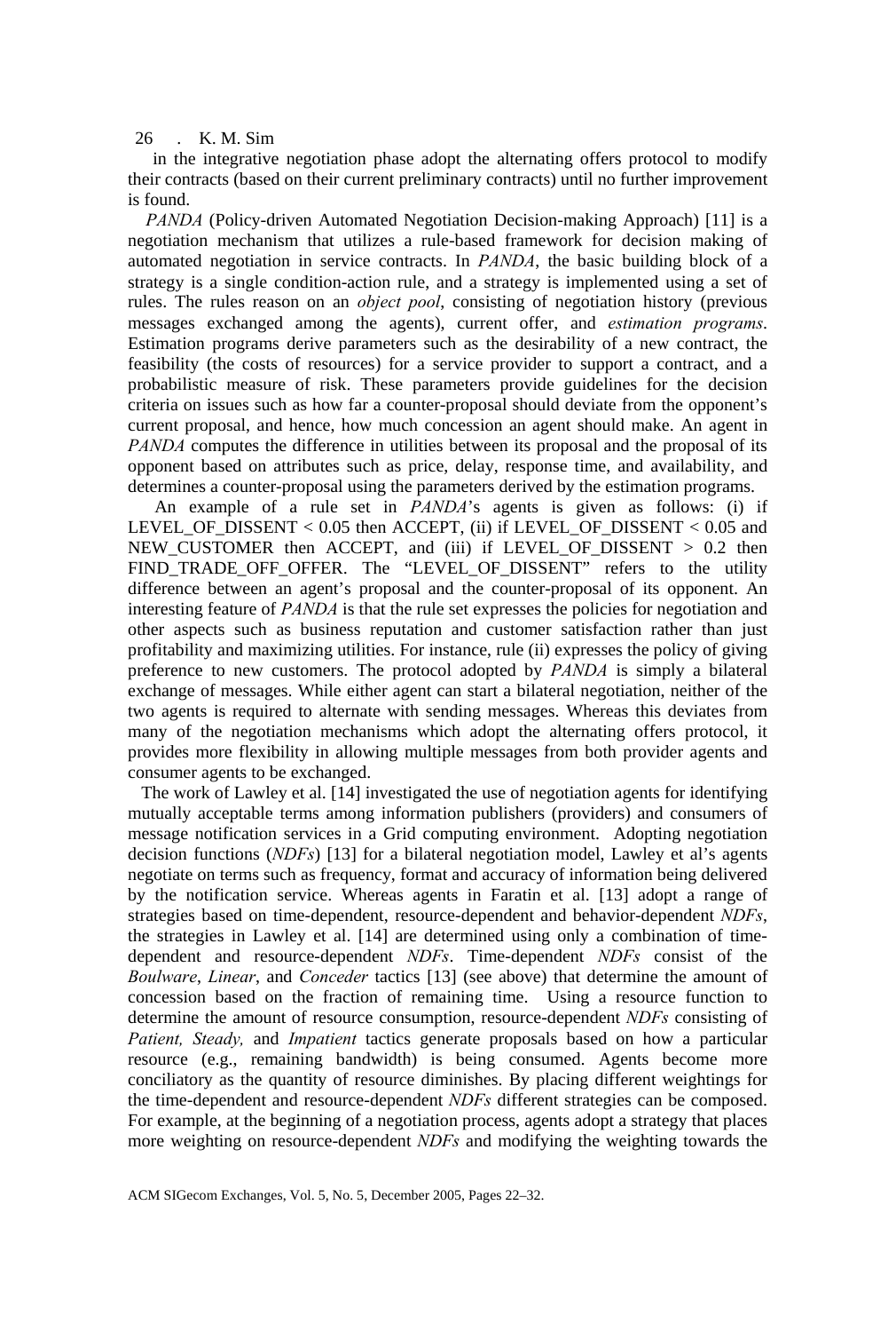in the integrative negotiation phase adopt the alternating offers protocol to modify their contracts (based on their current preliminary contracts) until no further improvement is found.

*PANDA* (Policy-driven Automated Negotiation Decision-making Approach) [11] is a negotiation mechanism that utilizes a rule-based framework for decision making of automated negotiation in service contracts. In *PANDA*, the basic building block of a strategy is a single condition-action rule, and a strategy is implemented using a set of rules. The rules reason on an *object pool*, consisting of negotiation history (previous messages exchanged among the agents), current offer, and *estimation programs*. Estimation programs derive parameters such as the desirability of a new contract, the feasibility (the costs of resources) for a service provider to support a contract, and a probabilistic measure of risk. These parameters provide guidelines for the decision criteria on issues such as how far a counter-proposal should deviate from the opponent's current proposal, and hence, how much concession an agent should make. An agent in *PANDA* computes the difference in utilities between its proposal and the proposal of its opponent based on attributes such as price, delay, response time, and availability, and determines a counter-proposal using the parameters derived by the estimation programs.

An example of a rule set in *PANDA*'s agents is given as follows: (i) if LEVEL_OF_DISSENT < 0.05 then ACCEPT, (ii) if LEVEL_OF_DISSENT < 0.05 and NEW_CUSTOMER then ACCEPT, and (iii) if LEVEL_OF_DISSENT > 0.2 then FIND_TRADE_OFF_OFFER. The "LEVEL_OF_DISSENT" refers to the utility difference between an agent's proposal and the counter-proposal of its opponent. An interesting feature of *PANDA* is that the rule set expresses the policies for negotiation and other aspects such as business reputation and customer satisfaction rather than just profitability and maximizing utilities. For instance, rule (ii) expresses the policy of giving preference to new customers. The protocol adopted by *PANDA* is simply a bilateral exchange of messages. While either agent can start a bilateral negotiation, neither of the two agents is required to alternate with sending messages. Whereas this deviates from many of the negotiation mechanisms which adopt the alternating offers protocol, it provides more flexibility in allowing multiple messages from both provider agents and consumer agents to be exchanged.

The work of Lawley et al. [14] investigated the use of negotiation agents for identifying mutually acceptable terms among information publishers (providers) and consumers of message notification services in a Grid computing environment. Adopting negotiation decision functions (*NDFs*) [13] for a bilateral negotiation model, Lawley et al's agents negotiate on terms such as frequency, format and accuracy of information being delivered by the notification service. Whereas agents in Faratin et al. [13] adopt a range of strategies based on time-dependent, resource-dependent and behavior-dependent *NDFs*, the strategies in Lawley et al. [14] are determined using only a combination of time-dependent and resource-dependent *NDFs*. Time-dependent *NDFs* consist of the *Boulware*, *Linear*, and *Conceder* tactics [13] (see above) that determine the amount of concession based on the fraction of remaining time. Using a resource function to determine the amount of resource consumption, resource-dependent *NDFs* consisting of *Patient, Steady,* and *Impatient* tactics generate proposals based on how a particular resource (e.g., remaining bandwidth) is being consumed. Agents become more conciliatory as the quantity of resource diminishes. By placing different weightings for the time-dependent and resource-dependent *NDFs* different strategies can be composed. For example, at the beginning of a negotiation process, agents adopt a strategy that places more weighting on resource-dependent *NDFs* and modifying the weighting towards the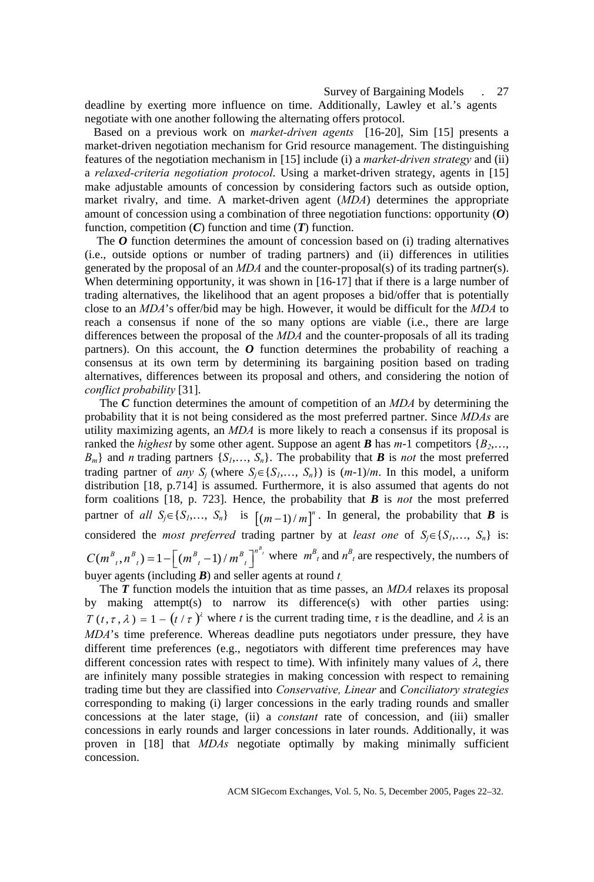deadline by exerting more influence on time. Additionally, Lawley et al.'s agents negotiate with one another following the alternating offers protocol.

Based on a previous work on *market-driven agents* [16-20], Sim [15] presents a market-driven negotiation mechanism for Grid resource management. The distinguishing features of the negotiation mechanism in [15] include (i) a *market-driven strategy* and (ii) a *relaxed-criteria negotiation protocol*. Using a market-driven strategy, agents in [15] make adjustable amounts of concession by considering factors such as outside option, market rivalry, and time. A market-driven agent (*MDA*) determines the appropriate amount of concession using a combination of three negotiation functions: opportunity (***O***) function, competition (***C***) function and time (***T***) function.

The ***O*** function determines the amount of concession based on (i) trading alternatives (i.e., outside options or number of trading partners) and (ii) differences in utilities generated by the proposal of an *MDA* and the counter-proposal(s) of its trading partner(s). When determining opportunity, it was shown in [16-17] that if there is a large number of trading alternatives, the likelihood that an agent proposes a bid/offer that is potentially close to an *MDA*'s offer/bid may be high. However, it would be difficult for the *MDA* to reach a consensus if none of the so many options are viable (i.e., there are large differences between the proposal of the *MDA* and the counter-proposals of all its trading partners). On this account, the ***O*** function determines the probability of reaching a consensus at its own term by determining its bargaining position based on trading alternatives, differences between its proposal and others, and considering the notion of *conflict probability* [31].

The ***C*** function determines the amount of competition of an *MDA* by determining the probability that it is not being considered as the most preferred partner. Since *MDAs* are utility maximizing agents, an *MDA* is more likely to reach a consensus if its proposal is ranked the *highest* by some other agent. Suppose an agent $\boldsymbol{B}$ has $m$-1 competitors $\{B_2,\ldots, B_m\}$ and $n$ trading partners $\{S_1,\ldots, S_n\}$. The probability that $\boldsymbol{B}$ is *not* the most preferred trading partner of *any* $S_j$ (where $S_j \in \{S_1,\ldots, S_n\}$) is $(m-1)/m$. In this model, a uniform distribution [18, p.714] is assumed. Furthermore, it is also assumed that agents do not form coalitions [18, p. 723]. Hence, the probability that $\boldsymbol{B}$ is *not* the most preferred partner of *all* $S_j \in \{S_1,\ldots, S_n\}$ is $\left[(m-1)/m\right]^n$. In general, the probability that $\boldsymbol{B}$ is considered the *most preferred* trading partner by at *least one* of $S_j \in \{S_1,\ldots, S_n\}$ is: $C(m^B{}_t, n^B{}_t) = 1 - \left[(m^B{}_t - 1)/m^B{}_t\right]^{n^B{}_t}$ where $m^B{}_t$ and $n^B{}_t$ are respectively, the numbers of buyer agents (including $\boldsymbol{B}$) and seller agents at round $t$.

The ***T*** function models the intuition that as time passes, an *MDA* relaxes its proposal by making attempt(s) to narrow its difference(s) with other parties using: $T(t, \tau, \lambda) = 1 - (t/\tau)^{\lambda}$ where $t$ is the current trading time, $\tau$ is the deadline, and $\lambda$ is an *MDA*'s time preference. Whereas deadline puts negotiators under pressure, they have different time preferences (e.g., negotiators with different time preferences may have different concession rates with respect to time). With infinitely many values of $\lambda$, there are infinitely many possible strategies in making concession with respect to remaining trading time but they are classified into *Conservative, Linear* and *Conciliatory strategies* corresponding to making (i) larger concessions in the early trading rounds and smaller concessions at the later stage, (ii) a *constant* rate of concession, and (iii) smaller concessions in early rounds and larger concessions in later rounds. Additionally, it was proven in [18] that *MDAs* negotiate optimally by making minimally sufficient concession.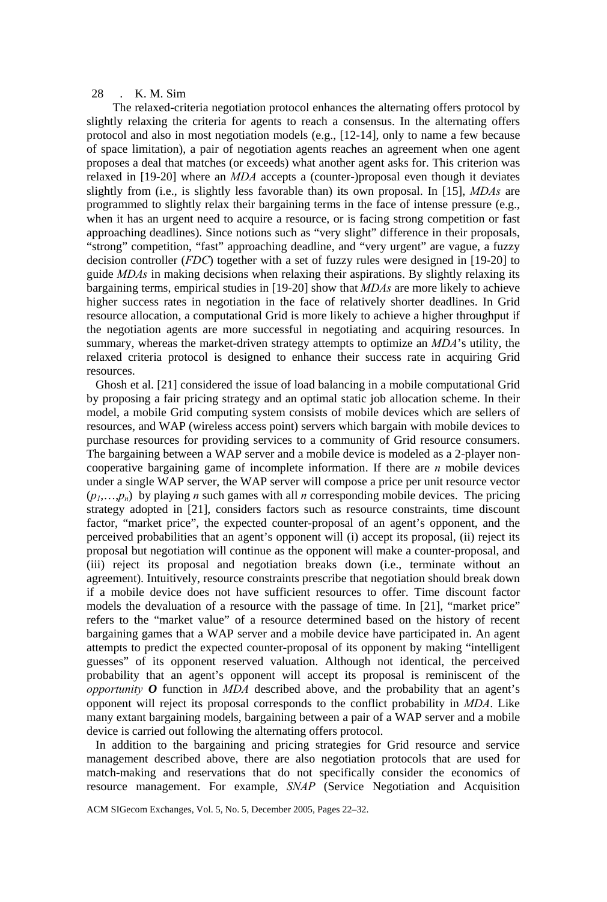The relaxed-criteria negotiation protocol enhances the alternating offers protocol by slightly relaxing the criteria for agents to reach a consensus. In the alternating offers protocol and also in most negotiation models (e.g., [12-14], only to name a few because of space limitation), a pair of negotiation agents reaches an agreement when one agent proposes a deal that matches (or exceeds) what another agent asks for. This criterion was relaxed in [19-20] where an *MDA* accepts a (counter-)proposal even though it deviates slightly from (i.e., is slightly less favorable than) its own proposal. In [15], *MDAs* are programmed to slightly relax their bargaining terms in the face of intense pressure (e.g., when it has an urgent need to acquire a resource, or is facing strong competition or fast approaching deadlines). Since notions such as "very slight" difference in their proposals, "strong" competition, "fast" approaching deadline, and "very urgent" are vague, a fuzzy decision controller (*FDC*) together with a set of fuzzy rules were designed in [19-20] to guide *MDAs* in making decisions when relaxing their aspirations. By slightly relaxing its bargaining terms, empirical studies in [19-20] show that *MDAs* are more likely to achieve higher success rates in negotiation in the face of relatively shorter deadlines. In Grid resource allocation, a computational Grid is more likely to achieve a higher throughput if the negotiation agents are more successful in negotiating and acquiring resources. In summary, whereas the market-driven strategy attempts to optimize an *MDA*'s utility, the relaxed criteria protocol is designed to enhance their success rate in acquiring Grid resources.

Ghosh et al. [21] considered the issue of load balancing in a mobile computational Grid by proposing a fair pricing strategy and an optimal static job allocation scheme. In their model, a mobile Grid computing system consists of mobile devices which are sellers of resources, and WAP (wireless access point) servers which bargain with mobile devices to purchase resources for providing services to a community of Grid resource consumers. The bargaining between a WAP server and a mobile device is modeled as a 2-player non-cooperative bargaining game of incomplete information. If there are $n$ mobile devices under a single WAP server, the WAP server will compose a price per unit resource vector $(p_1,\ldots,p_n)$ by playing $n$ such games with all $n$ corresponding mobile devices. The pricing strategy adopted in [21], considers factors such as resource constraints, time discount factor, "market price", the expected counter-proposal of an agent's opponent, and the perceived probabilities that an agent's opponent will (i) accept its proposal, (ii) reject its proposal but negotiation will continue as the opponent will make a counter-proposal, and (iii) reject its proposal and negotiation breaks down (i.e., terminate without an agreement). Intuitively, resource constraints prescribe that negotiation should break down if a mobile device does not have sufficient resources to offer. Time discount factor models the devaluation of a resource with the passage of time. In [21], "market price" refers to the "market value" of a resource determined based on the history of recent bargaining games that a WAP server and a mobile device have participated in. An agent attempts to predict the expected counter-proposal of its opponent by making "intelligent guesses" of its opponent reserved valuation. Although not identical, the perceived probability that an agent's opponent will accept its proposal is reminiscent of the *opportunity* ***O*** function in *MDA* described above, and the probability that an agent's opponent will reject its proposal corresponds to the conflict probability in *MDA*. Like many extant bargaining models, bargaining between a pair of a WAP server and a mobile device is carried out following the alternating offers protocol.

In addition to the bargaining and pricing strategies for Grid resource and service management described above, there are also negotiation protocols that are used for match-making and reservations that do not specifically consider the economics of resource management. For example, *SNAP* (Service Negotiation and Acquisition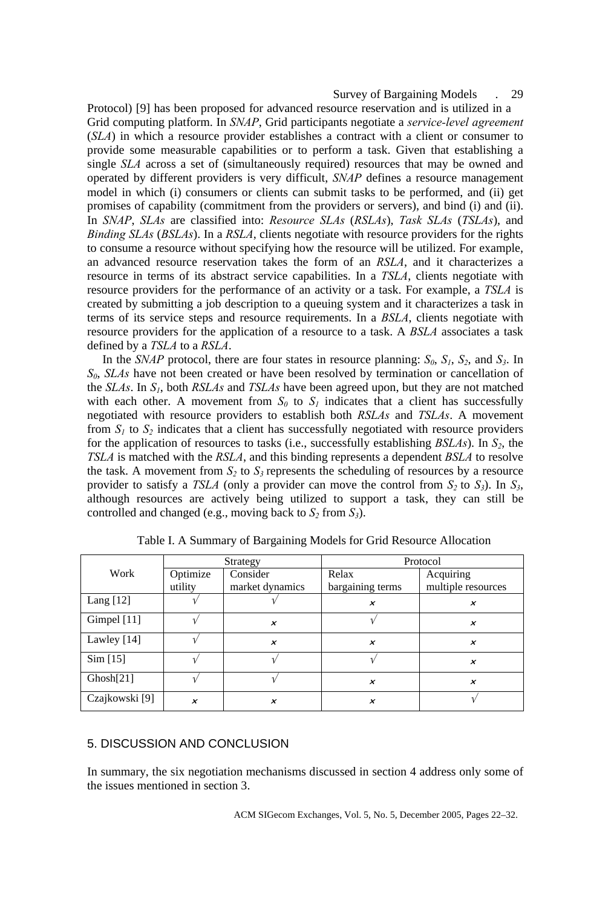Protocol) [9] has been proposed for advanced resource reservation and is utilized in a Grid computing platform. In *SNAP*, Grid participants negotiate a *service-level agreement* (*SLA*) in which a resource provider establishes a contract with a client or consumer to provide some measurable capabilities or to perform a task. Given that establishing a single *SLA* across a set of (simultaneously required) resources that may be owned and operated by different providers is very difficult, *SNAP* defines a resource management model in which (i) consumers or clients can submit tasks to be performed, and (ii) get promises of capability (commitment from the providers or servers), and bind (i) and (ii). In *SNAP*, *SLAs* are classified into: *Resource SLAs* (*RSLAs*), *Task SLAs* (*TSLAs*), and *Binding SLAs* (*BSLAs*). In a *RSLA*, clients negotiate with resource providers for the rights to consume a resource without specifying how the resource will be utilized. For example, an advanced resource reservation takes the form of an *RSLA*, and it characterizes a resource in terms of its abstract service capabilities. In a *TSLA*, clients negotiate with resource providers for the performance of an activity or a task. For example, a *TSLA* is created by submitting a job description to a queuing system and it characterizes a task in terms of its service steps and resource requirements. In a *BSLA*, clients negotiate with resource providers for the application of a resource to a task. A *BSLA* associates a task defined by a *TSLA* to a *RSLA*.

In the *SNAP* protocol, there are four states in resource planning: $S_0$, $S_1$, $S_2$, and $S_3$. In $S_0$, *SLAs* have not been created or have been resolved by termination or cancellation of the *SLAs*. In $S_1$, both *RSLAs* and *TSLAs* have been agreed upon, but they are not matched with each other. A movement from $S_0$ to $S_1$ indicates that a client has successfully negotiated with resource providers to establish both *RSLAs* and *TSLAs*. A movement from $S_1$ to $S_2$ indicates that a client has successfully negotiated with resource providers for the application of resources to tasks (i.e., successfully establishing *BSLAs*). In $S_2$, the *TSLA* is matched with the *RSLA*, and this binding represents a dependent *BSLA* to resolve the task. A movement from $S_2$ to $S_3$ represents the scheduling of resources by a resource provider to satisfy a *TSLA* (only a provider can move the control from $S_2$ to $S_3$). In $S_3$, although resources are actively being utilized to support a task, they can still be controlled and changed (e.g., moving back to $S_2$ from $S_3$).

Table I. A Summary of Bargaining Models for Grid Resource Allocation

| Work | Strategy | | Protocol | |
|---|---|---|---|---|
| | Optimize utility | Consider market dynamics | Relax bargaining terms | Acquiring multiple resources |
| Lang [12] | √ | √ | × | × |
| Gimpel [11] | √ | × | √ | × |
| Lawley [14] | √ | × | × | × |
| Sim [15] | √ | √ | √ | × |
| Ghosh[21] | √ | √ | × | × |
| Czajkowski [9] | × | × | × | √ |

## 5. DISCUSSION AND CONCLUSION

In summary, the six negotiation mechanisms discussed in section 4 address only some of the issues mentioned in section 3.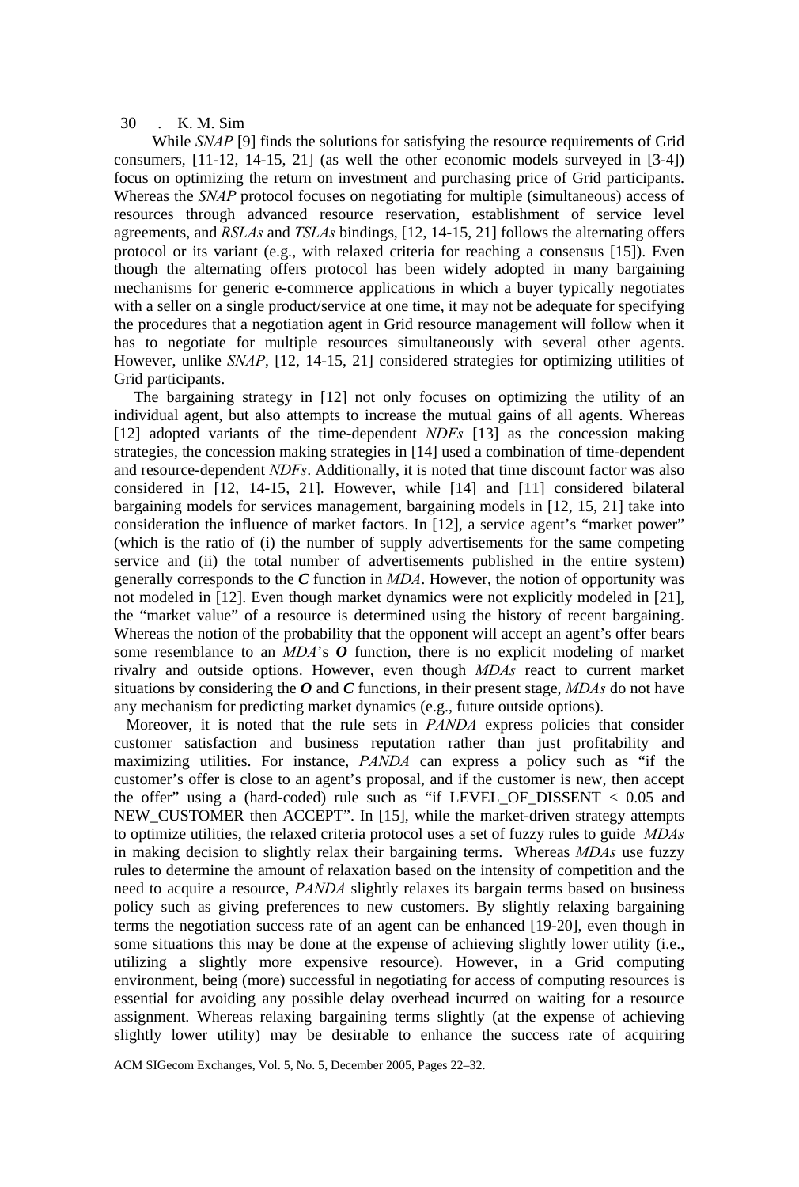While *SNAP* [9] finds the solutions for satisfying the resource requirements of Grid consumers, [11-12, 14-15, 21] (as well the other economic models surveyed in [3-4]) focus on optimizing the return on investment and purchasing price of Grid participants. Whereas the *SNAP* protocol focuses on negotiating for multiple (simultaneous) access of resources through advanced resource reservation, establishment of service level agreements, and *RSLAs* and *TSLAs* bindings, [12, 14-15, 21] follows the alternating offers protocol or its variant (e.g., with relaxed criteria for reaching a consensus [15]). Even though the alternating offers protocol has been widely adopted in many bargaining mechanisms for generic e-commerce applications in which a buyer typically negotiates with a seller on a single product/service at one time, it may not be adequate for specifying the procedures that a negotiation agent in Grid resource management will follow when it has to negotiate for multiple resources simultaneously with several other agents. However, unlike *SNAP*, [12, 14-15, 21] considered strategies for optimizing utilities of Grid participants.

The bargaining strategy in [12] not only focuses on optimizing the utility of an individual agent, but also attempts to increase the mutual gains of all agents. Whereas [12] adopted variants of the time-dependent *NDFs* [13] as the concession making strategies, the concession making strategies in [14] used a combination of time-dependent and resource-dependent *NDFs*. Additionally, it is noted that time discount factor was also considered in [12, 14-15, 21]. However, while [14] and [11] considered bilateral bargaining models for services management, bargaining models in [12, 15, 21] take into consideration the influence of market factors. In [12], a service agent's "market power" (which is the ratio of (i) the number of supply advertisements for the same competing service and (ii) the total number of advertisements published in the entire system) generally corresponds to the ***C*** function in *MDA*. However, the notion of opportunity was not modeled in [12]. Even though market dynamics were not explicitly modeled in [21], the "market value" of a resource is determined using the history of recent bargaining. Whereas the notion of the probability that the opponent will accept an agent's offer bears some resemblance to an *MDA*'s ***O*** function, there is no explicit modeling of market rivalry and outside options. However, even though *MDAs* react to current market situations by considering the ***O*** and ***C*** functions, in their present stage, *MDAs* do not have any mechanism for predicting market dynamics (e.g., future outside options).

Moreover, it is noted that the rule sets in *PANDA* express policies that consider customer satisfaction and business reputation rather than just profitability and maximizing utilities. For instance, *PANDA* can express a policy such as "if the customer's offer is close to an agent's proposal, and if the customer is new, then accept the offer" using a (hard-coded) rule such as "if LEVEL_OF_DISSENT < 0.05 and NEW_CUSTOMER then ACCEPT". In [15], while the market-driven strategy attempts to optimize utilities, the relaxed criteria protocol uses a set of fuzzy rules to guide *MDAs* in making decision to slightly relax their bargaining terms. Whereas *MDAs* use fuzzy rules to determine the amount of relaxation based on the intensity of competition and the need to acquire a resource, *PANDA* slightly relaxes its bargain terms based on business policy such as giving preferences to new customers. By slightly relaxing bargaining terms the negotiation success rate of an agent can be enhanced [19-20], even though in some situations this may be done at the expense of achieving slightly lower utility (i.e., utilizing a slightly more expensive resource). However, in a Grid computing environment, being (more) successful in negotiating for access of computing resources is essential for avoiding any possible delay overhead incurred on waiting for a resource assignment. Whereas relaxing bargaining terms slightly (at the expense of achieving slightly lower utility) may be desirable to enhance the success rate of acquiring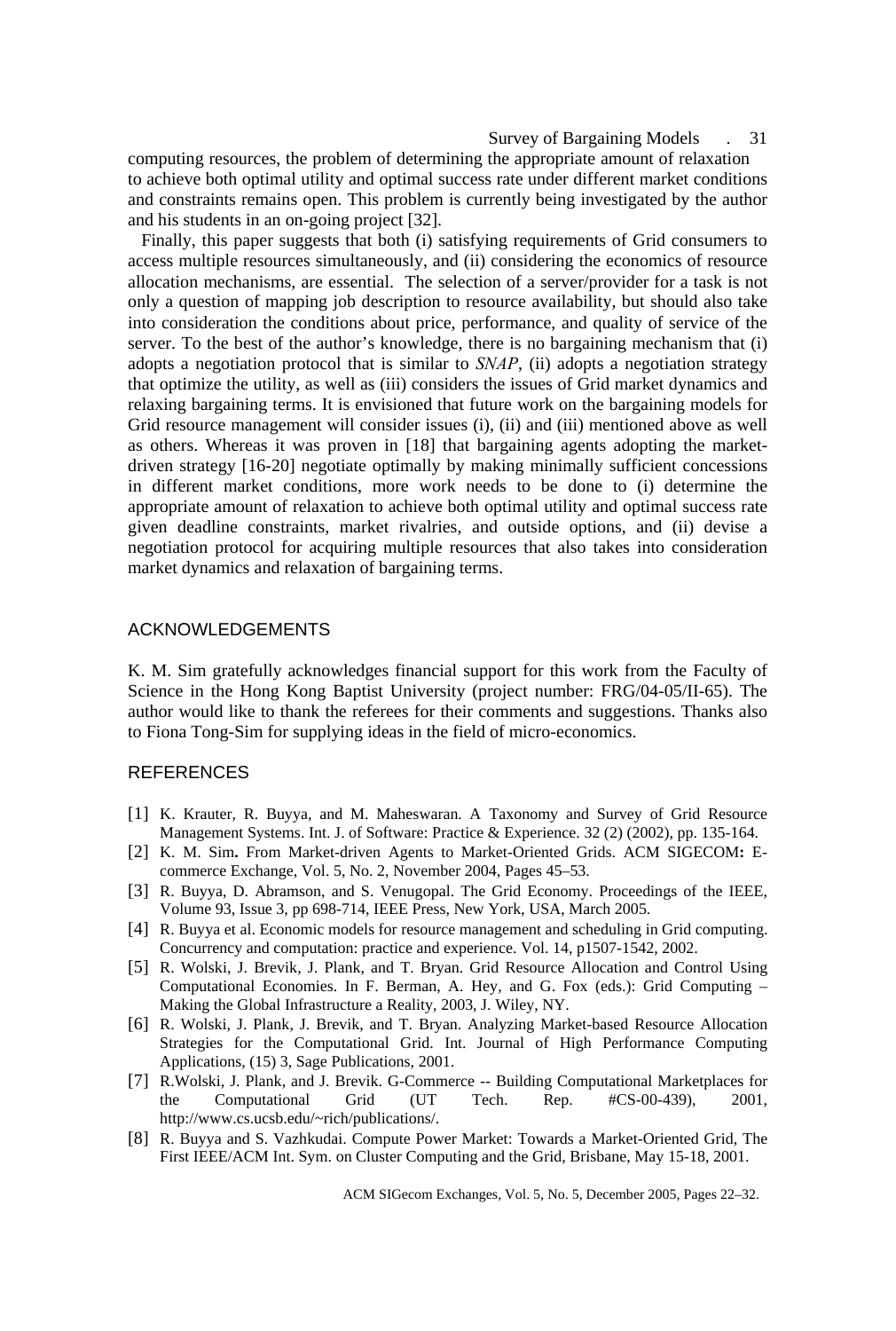computing resources, the problem of determining the appropriate amount of relaxation to achieve both optimal utility and optimal success rate under different market conditions and constraints remains open. This problem is currently being investigated by the author and his students in an on-going project [32].

Finally, this paper suggests that both (i) satisfying requirements of Grid consumers to access multiple resources simultaneously, and (ii) considering the economics of resource allocation mechanisms, are essential. The selection of a server/provider for a task is not only a question of mapping job description to resource availability, but should also take into consideration the conditions about price, performance, and quality of service of the server. To the best of the author's knowledge, there is no bargaining mechanism that (i) adopts a negotiation protocol that is similar to *SNAP*, (ii) adopts a negotiation strategy that optimize the utility, as well as (iii) considers the issues of Grid market dynamics and relaxing bargaining terms. It is envisioned that future work on the bargaining models for Grid resource management will consider issues (i), (ii) and (iii) mentioned above as well as others. Whereas it was proven in [18] that bargaining agents adopting the market-driven strategy [16-20] negotiate optimally by making minimally sufficient concessions in different market conditions, more work needs to be done to (i) determine the appropriate amount of relaxation to achieve both optimal utility and optimal success rate given deadline constraints, market rivalries, and outside options, and (ii) devise a negotiation protocol for acquiring multiple resources that also takes into consideration market dynamics and relaxation of bargaining terms.

## ACKNOWLEDGEMENTS

K. M. Sim gratefully acknowledges financial support for this work from the Faculty of Science in the Hong Kong Baptist University (project number: FRG/04-05/II-65). The author would like to thank the referees for their comments and suggestions. Thanks also to Fiona Tong-Sim for supplying ideas in the field of micro-economics.

## REFERENCES

[1] K. Krauter, R. Buyya, and M. Maheswaran. A Taxonomy and Survey of Grid Resource Management Systems. Int. J. of Software: Practice & Experience. 32 (2) (2002), pp. 135-164.

[2] K. M. Sim**.** From Market-driven Agents to Market-Oriented Grids. ACM SIGECOM**:** E-commerce Exchange, Vol. 5, No. 2, November 2004, Pages 45–53.

[3] R. Buyya, D. Abramson, and S. Venugopal. The Grid Economy. Proceedings of the IEEE, Volume 93, Issue 3, pp 698-714, IEEE Press, New York, USA, March 2005.

[4] R. Buyya et al. Economic models for resource management and scheduling in Grid computing. Concurrency and computation: practice and experience. Vol. 14, p1507-1542, 2002.

[5] R. Wolski, J. Brevik, J. Plank, and T. Bryan. Grid Resource Allocation and Control Using Computational Economies. In F. Berman, A. Hey, and G. Fox (eds.): Grid Computing – Making the Global Infrastructure a Reality, 2003, J. Wiley, NY.

[6] R. Wolski, J. Plank, J. Brevik, and T. Bryan. Analyzing Market-based Resource Allocation Strategies for the Computational Grid. Int. Journal of High Performance Computing Applications, (15) 3, Sage Publications, 2001.

[7] R.Wolski, J. Plank, and J. Brevik. G-Commerce -- Building Computational Marketplaces for the Computational Grid (UT Tech. Rep. #CS-00-439), 2001, http://www.cs.ucsb.edu/~rich/publications/.

[8] R. Buyya and S. Vazhkudai. Compute Power Market: Towards a Market-Oriented Grid, The First IEEE/ACM Int. Sym. on Cluster Computing and the Grid, Brisbane, May 15-18, 2001.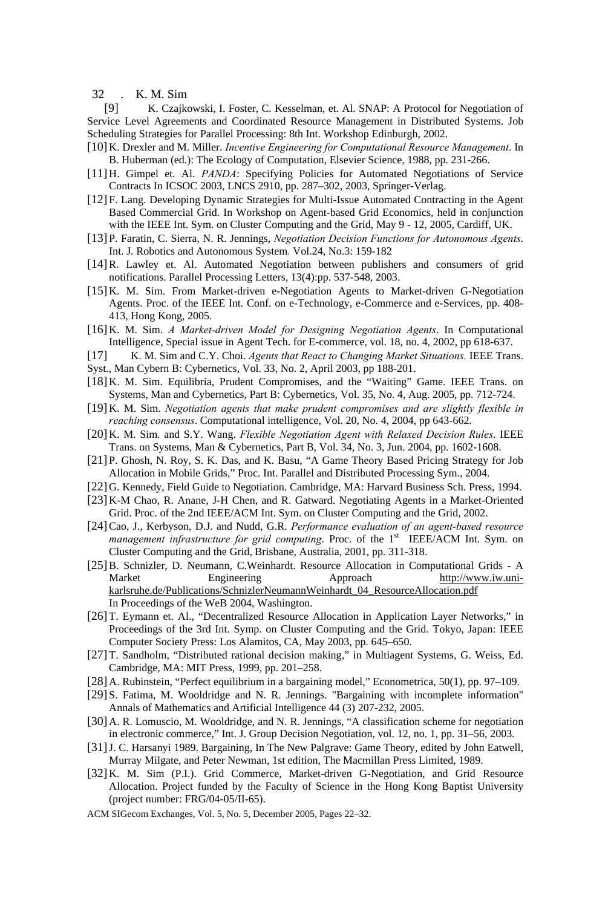[9] K. Czajkowski, I. Foster, C. Kesselman, et. Al. SNAP: A Protocol for Negotiation of Service Level Agreements and Coordinated Resource Management in Distributed Systems. Job Scheduling Strategies for Parallel Processing: 8th Int. Workshop Edinburgh, 2002.

[10] K. Drexler and M. Miller. *Incentive Engineering for Computational Resource Management*. In B. Huberman (ed.): The Ecology of Computation, Elsevier Science, 1988, pp. 231-266.

[11] H. Gimpel et. Al. *PANDA*: Specifying Policies for Automated Negotiations of Service Contracts In ICSOC 2003, LNCS 2910, pp. 287–302, 2003, Springer-Verlag.

[12] F. Lang. Developing Dynamic Strategies for Multi-Issue Automated Contracting in the Agent Based Commercial Grid. In Workshop on Agent-based Grid Economics, held in conjunction with the IEEE Int. Sym. on Cluster Computing and the Grid, May 9 - 12, 2005, Cardiff, UK.

[13] P. Faratin, C. Sierra, N. R. Jennings, *Negotiation Decision Functions for Autonomous Agents*. Int. J. Robotics and Autonomous System*.* Vol.24, No.3: 159-182

[14] R. Lawley et. Al. Automated Negotiation between publishers and consumers of grid notifications. Parallel Processing Letters, 13(4):pp. 537-548, 2003.

[15] K. M. Sim. From Market-driven e-Negotiation Agents to Market-driven G-Negotiation Agents. Proc. of the IEEE Int. Conf. on e-Technology, e-Commerce and e-Services, pp. 408-413, Hong Kong, 2005.

[16] K. M. Sim. *A Market-driven Model for Designing Negotiation Agents*. In Computational Intelligence, Special issue in Agent Tech. for E-commerce, vol. 18, no. 4, 2002, pp 618-637.

[17] K. M. Sim and C.Y. Choi. *Agents that React to Changing Market Situations.* IEEE Trans. Syst., Man Cybern B: Cybernetics, Vol. 33, No. 2, April 2003, pp 188-201.

[18] K. M. Sim. Equilibria, Prudent Compromises, and the "Waiting" Game. IEEE Trans. on Systems, Man and Cybernetics, Part B: Cybernetics, Vol. 35, No. 4, Aug. 2005, pp. 712-724.

[19] K. M. Sim. *Negotiation agents that make prudent compromises and are slightly flexible in reaching consensus*. Computational intelligence, Vol. 20, No. 4, 2004, pp 643-662.

[20] K. M. Sim. and S.Y. Wang. *Flexible Negotiation Agent with Relaxed Decision Rules*. IEEE Trans. on Systems, Man & Cybernetics, Part B, Vol. 34, No. 3, Jun. 2004, pp. 1602-1608.

[21] P. Ghosh, N. Roy, S. K. Das, and K. Basu, "A Game Theory Based Pricing Strategy for Job Allocation in Mobile Grids," Proc. Int. Parallel and Distributed Processing Sym., 2004.

[22] G. Kennedy, Field Guide to Negotiation. Cambridge, MA: Harvard Business Sch. Press, 1994.

[23] K-M Chao, R. Anane, J-H Chen, and R. Gatward. Negotiating Agents in a Market-Oriented Grid. Proc. of the 2nd IEEE/ACM Int. Sym. on Cluster Computing and the Grid, 2002.

[24] Cao, J., Kerbyson, D.J. and Nudd, G.R. *Performance evaluation of an agent-based resource management infrastructure for grid computing*. Proc. of the 1st IEEE/ACM Int. Sym. on Cluster Computing and the Grid, Brisbane, Australia, 2001, pp. 311-318.

[25] B. Schnizler, D. Neumann, C.Weinhardt. Resource Allocation in Computational Grids - A Market Engineering Approach http://www.iw.uni-karlsruhe.de/Publications/SchnizlerNeumannWeinhardt_04_ResourceAllocation.pdf In Proceedings of the WeB 2004, Washington.

[26] T. Eymann et. Al., "Decentralized Resource Allocation in Application Layer Networks," in Proceedings of the 3rd Int. Symp. on Cluster Computing and the Grid. Tokyo, Japan: IEEE Computer Society Press: Los Alamitos, CA, May 2003, pp. 645–650.

[27] T. Sandholm, "Distributed rational decision making," in Multiagent Systems, G. Weiss, Ed. Cambridge, MA: MIT Press, 1999, pp. 201–258.

[28] A. Rubinstein, "Perfect equilibrium in a bargaining model," Econometrica, 50(1), pp. 97–109.

[29] S. Fatima, M. Wooldridge and N. R. Jennings. "Bargaining with incomplete information" Annals of Mathematics and Artificial Intelligence 44 (3) 207-232, 2005.

[30] A. R. Lomuscio, M. Wooldridge, and N. R. Jennings, "A classification scheme for negotiation in electronic commerce," Int. J. Group Decision Negotiation, vol. 12, no. 1, pp. 31–56, 2003.

[31] J. C. Harsanyi 1989. Bargaining, In The New Palgrave: Game Theory, edited by John Eatwell, Murray Milgate, and Peter Newman, 1st edition, The Macmillan Press Limited, 1989.

[32] K. M. Sim (P.I.). Grid Commerce, Market-driven G-Negotiation, and Grid Resource Allocation. Project funded by the Faculty of Science in the Hong Kong Baptist University (project number: FRG/04-05/II-65).